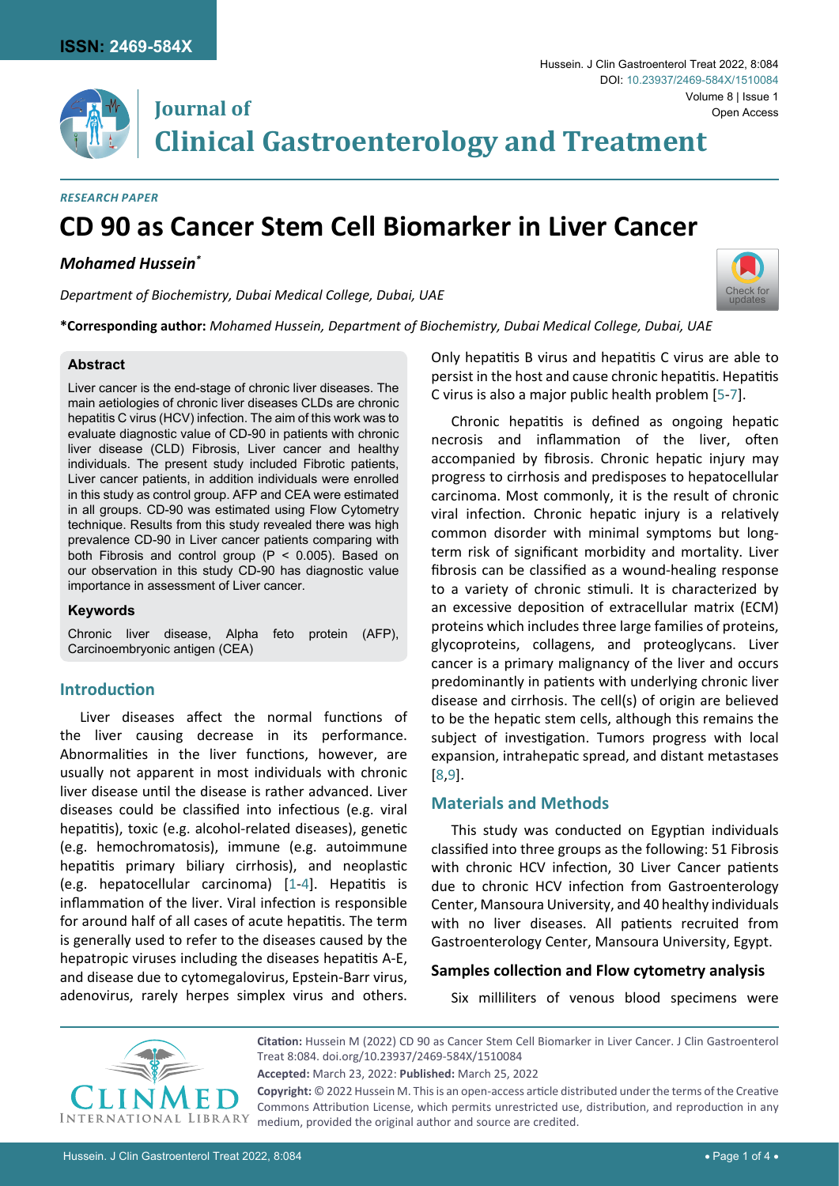**ISSN: 2469-584X**

# Journal of Clinical Gastroenterology and Treatment

Hussein. J Clin Gastroenterol Treat 2022, 8:084

DOI: 10.23937/2469-584X/1510084

Volume 8 | Issue 1

Open Access

*RESEARCH PAPER*

# CD 90 as Cancer Stem Cell Biomarker in Liver Cancer

***Mohamed Hussein****

*Department of Biochemistry, Dubai Medical College, Dubai, UAE*

**\*Corresponding author:** *Mohamed Hussein, Department of Biochemistry, Dubai Medical College, Dubai, UAE*

### Abstract

Liver cancer is the end-stage of chronic liver diseases. The main aetiologies of chronic liver diseases CLDs are chronic hepatitis C virus (HCV) infection. The aim of this work was to evaluate diagnostic value of CD-90 in patients with chronic liver disease (CLD) Fibrosis, Liver cancer and healthy individuals. The present study included Fibrotic patients, Liver cancer patients, in addition individuals were enrolled in this study as control group. AFP and CEA were estimated in all groups. CD-90 was estimated using Flow Cytometry technique. Results from this study revealed there was high prevalence CD-90 in Liver cancer patients comparing with both Fibrosis and control group ($P < 0.005$). Based on our observation in this study CD-90 has diagnostic value importance in assessment of Liver cancer.

### Keywords

Chronic liver disease, Alpha feto protein (AFP), Carcinoembryonic antigen (CEA)

## Introduction

Liver diseases affect the normal functions of the liver causing decrease in its performance. Abnormalities in the liver functions, however, are usually not apparent in most individuals with chronic liver disease until the disease is rather advanced. Liver diseases could be classified into infectious (e.g. viral hepatitis), toxic (e.g. alcohol-related diseases), genetic (e.g. hemochromatosis), immune (e.g. autoimmune hepatitis primary biliary cirrhosis), and neoplastic (e.g. hepatocellular carcinoma) [1-4]. Hepatitis is inflammation of the liver. Viral infection is responsible for around half of all cases of acute hepatitis. The term is generally used to refer to the diseases caused by the hepatropic viruses including the diseases hepatitis A-E, and disease due to cytomegalovirus, Epstein-Barr virus, adenovirus, rarely herpes simplex virus and others. Only hepatitis B virus and hepatitis C virus are able to persist in the host and cause chronic hepatitis. Hepatitis C virus is also a major public health problem [5-7].

Chronic hepatitis is defined as ongoing hepatic necrosis and inflammation of the liver, often accompanied by fibrosis. Chronic hepatic injury may progress to cirrhosis and predisposes to hepatocellular carcinoma. Most commonly, it is the result of chronic viral infection. Chronic hepatic injury is a relatively common disorder with minimal symptoms but long-term risk of significant morbidity and mortality. Liver fibrosis can be classified as a wound-healing response to a variety of chronic stimuli. It is characterized by an excessive deposition of extracellular matrix (ECM) proteins which includes three large families of proteins, glycoproteins, collagens, and proteoglycans. Liver cancer is a primary malignancy of the liver and occurs predominantly in patients with underlying chronic liver disease and cirrhosis. The cell(s) of origin are believed to be the hepatic stem cells, although this remains the subject of investigation. Tumors progress with local expansion, intrahepatic spread, and distant metastases [8,9].

## Materials and Methods

This study was conducted on Egyptian individuals classified into three groups as the following: 51 Fibrosis with chronic HCV infection, 30 Liver Cancer patients due to chronic HCV infection from Gastroenterology Center, Mansoura University, and 40 healthy individuals with no liver diseases. All patients recruited from Gastroenterology Center, Mansoura University, Egypt.

### Samples collection and Flow cytometry analysis

Six milliliters of venous blood specimens were

**Citation:** Hussein M (2022) CD 90 as Cancer Stem Cell Biomarker in Liver Cancer. J Clin Gastroenterol Treat 8:084. doi.org/10.23937/2469-584X/1510084

**Accepted:** March 23, 2022: **Published:** March 25, 2022

**Copyright:** © 2022 Hussein M. This is an open-access article distributed under the terms of the Creative Commons Attribution License, which permits unrestricted use, distribution, and reproduction in any medium, provided the original author and source are credited.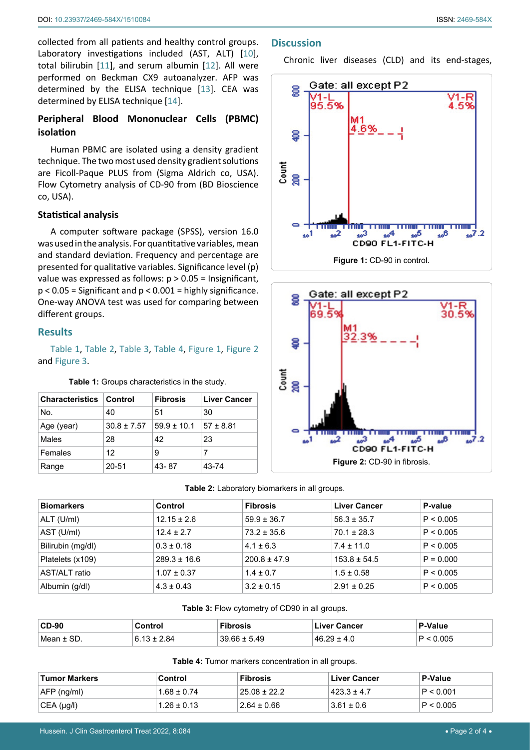collected from all patients and healthy control groups. Laboratory investigations included (AST, ALT) [10], total bilirubin [11], and serum albumin [12]. All were performed on Beckman CX9 autoanalyzer. AFP was determined by the ELISA technique [13]. CEA was determined by ELISA technique [14].

### Peripheral Blood Mononuclear Cells (PBMC) isolation

Human PBMC are isolated using a density gradient technique. The two most used density gradient solutions are Ficoll-Paque PLUS from (Sigma Aldrich co, USA). Flow Cytometry analysis of CD-90 from (BD Bioscience co, USA).

### Statistical analysis

A computer software package (SPSS), version 16.0 was used in the analysis. For quantitative variables, mean and standard deviation. Frequency and percentage are presented for qualitative variables. Significance level (p) value was expressed as follows: p > 0.05 = Insignificant, p < 0.05 = Significant and p < 0.001 = highly significance. One-way ANOVA test was used for comparing between different groups.

## Results

Table 1, Table 2, Table 3, Table 4, Figure 1, Figure 2 and Figure 3.

**Table 1:** Groups characteristics in the study.

| Characteristics | Control | Fibrosis | Liver Cancer |
|---|---|---|---|
| No. | 40 | 51 | 30 |
| Age (year) | 30.8 ± 7.57 | 59.9 ± 10.1 | 57 ± 8.81 |
| Males | 28 | 42 | 23 |
| Females | 12 | 9 | 7 |
| Range | 20-51 | 43- 87 | 43-74 |

**Table 2:** Laboratory biomarkers in all groups.

| Biomarkers | Control | Fibrosis | Liver Cancer | P-value |
|---|---|---|---|---|
| ALT (U/ml) | 12.15 ± 2.6 | 59.9 ± 36.7 | 56.3 ± 35.7 | P < 0.005 |
| AST (U/ml) | 12.4 ± 2.7 | 73.2 ± 35.6 | 70.1 ± 28.3 | P < 0.005 |
| Bilirubin (mg/dl) | 0.3 ± 0.18 | 4.1 ± 6.3 | 7.4 ± 11.0 | P < 0.005 |
| Platelets (x109) | 289.3 ± 16.6 | 200.8 ± 47.9 | 153.8 ± 54.5 | P = 0.000 |
| AST/ALT ratio | 1.07 ± 0.37 | 1.4 ± 0.7 | 1.5 ± 0.58 | P < 0.005 |
| Albumin (g/dl) | 4.3 ± 0.43 | 3.2 ± 0.15 | 2.91 ± 0.25 | P < 0.005 |

**Table 3:** Flow cytometry of CD90 in all groups.

| CD-90 | Control | Fibrosis | Liver Cancer | P-Value |
|---|---|---|---|---|
| Mean ± SD. | 6.13 ± 2.84 | 39.66 ± 5.49 | 46.29 ± 4.0 | P < 0.005 |

**Table 4:** Tumor markers concentration in all groups.

| Tumor Markers | Control | Fibrosis | Liver Cancer | P-Value |
|---|---|---|---|---|
| AFP (ng/ml) | 1.68 ± 0.74 | 25.08 ± 22.2 | 423.3 ± 4.7 | P < 0.001 |
| CEA (µg/l) | 1.26 ± 0.13 | 2.64 ± 0.66 | 3.61 ± 0.6 | P < 0.005 |

## Discussion

Chronic liver diseases (CLD) and its end-stages,

**Figure 1:** CD-90 in control.

**Figure 2:** CD-90 in fibrosis.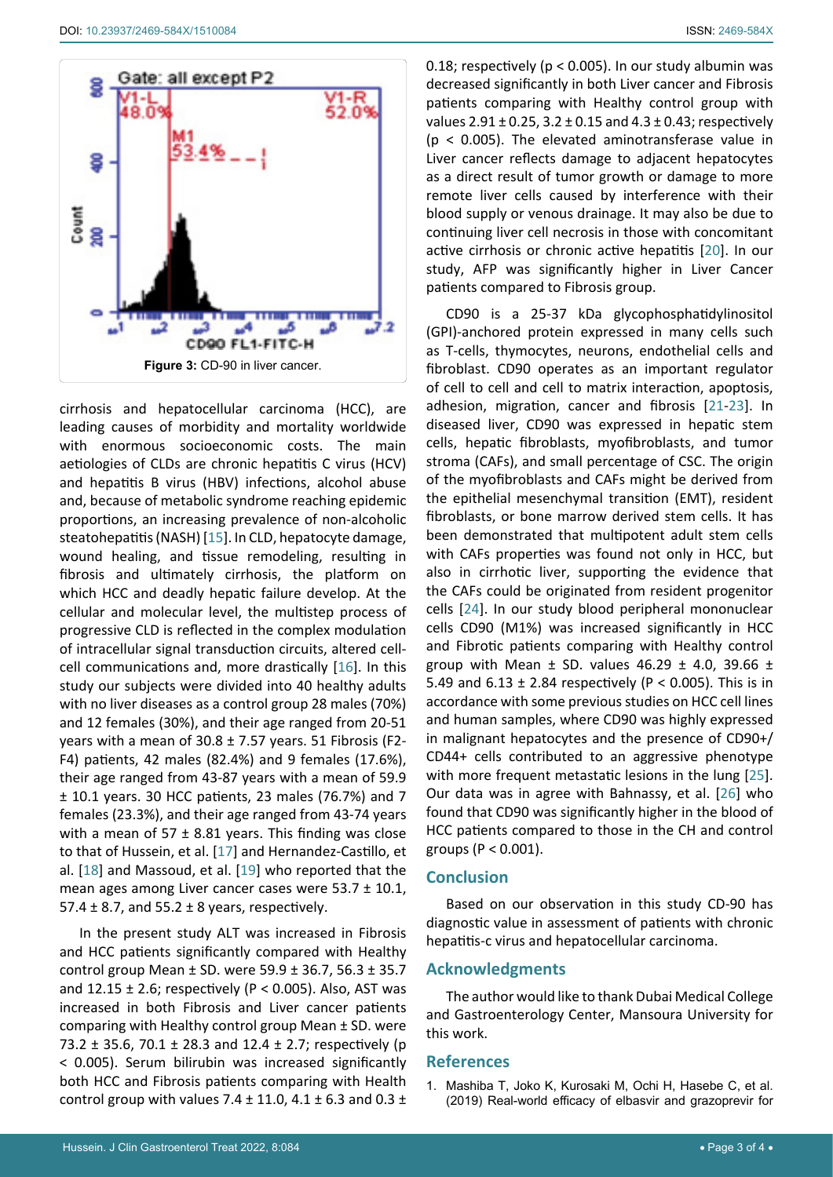Figure 3: CD-90 in liver cancer.

cirrhosis and hepatocellular carcinoma (HCC), are leading causes of morbidity and mortality worldwide with enormous socioeconomic costs. The main aetiologies of CLDs are chronic hepatitis C virus (HCV) and hepatitis B virus (HBV) infections, alcohol abuse and, because of metabolic syndrome reaching epidemic proportions, an increasing prevalence of non-alcoholic steatohepatitis (NASH) [15]. In CLD, hepatocyte damage, wound healing, and tissue remodeling, resulting in fibrosis and ultimately cirrhosis, the platform on which HCC and deadly hepatic failure develop. At the cellular and molecular level, the multistep process of progressive CLD is reflected in the complex modulation of intracellular signal transduction circuits, altered cell-cell communications and, more drastically [16]. In this study our subjects were divided into 40 healthy adults with no liver diseases as a control group 28 males (70%) and 12 females (30%), and their age ranged from 20-51 years with a mean of 30.8 ± 7.57 years. 51 Fibrosis (F2-F4) patients, 42 males (82.4%) and 9 females (17.6%), their age ranged from 43-87 years with a mean of 59.9 ± 10.1 years. 30 HCC patients, 23 males (76.7%) and 7 females (23.3%), and their age ranged from 43-74 years with a mean of 57 ± 8.81 years. This finding was close to that of Hussein, et al. [17] and Hernandez-Castillo, et al. [18] and Massoud, et al. [19] who reported that the mean ages among Liver cancer cases were 53.7 ± 10.1, 57.4 ± 8.7, and 55.2 ± 8 years, respectively.

In the present study ALT was increased in Fibrosis and HCC patients significantly compared with Healthy control group Mean ± SD. were 59.9 ± 36.7, 56.3 ± 35.7 and 12.15 ± 2.6; respectively ($P < 0.005$). Also, AST was increased in both Fibrosis and Liver cancer patients comparing with Healthy control group Mean ± SD. were 73.2 ± 35.6, 70.1 ± 28.3 and 12.4 ± 2.7; respectively ($p < 0.005$). Serum bilirubin was increased significantly both HCC and Fibrosis patients comparing with Health control group with values 7.4 ± 11.0, 4.1 ± 6.3 and 0.3 ± 0.18; respectively ($p < 0.005$). In our study albumin was decreased significantly in both Liver cancer and Fibrosis patients comparing with Healthy control group with values 2.91 ± 0.25, 3.2 ± 0.15 and 4.3 ± 0.43; respectively ($p < 0.005$). The elevated aminotransferase value in Liver cancer reflects damage to adjacent hepatocytes as a direct result of tumor growth or damage to more remote liver cells caused by interference with their blood supply or venous drainage. It may also be due to continuing liver cell necrosis in those with concomitant active cirrhosis or chronic active hepatitis [20]. In our study, AFP was significantly higher in Liver Cancer patients compared to Fibrosis group.

CD90 is a 25-37 kDa glycophosphatidylinositol (GPI)-anchored protein expressed in many cells such as T-cells, thymocytes, neurons, endothelial cells and fibroblast. CD90 operates as an important regulator of cell to cell and cell to matrix interaction, apoptosis, adhesion, migration, cancer and fibrosis [21-23]. In diseased liver, CD90 was expressed in hepatic stem cells, hepatic fibroblasts, myofibroblasts, and tumor stroma (CAFs), and small percentage of CSC. The origin of the myofibroblasts and CAFs might be derived from the epithelial mesenchymal transition (EMT), resident fibroblasts, or bone marrow derived stem cells. It has been demonstrated that multipotent adult stem cells with CAFs properties was found not only in HCC, but also in cirrhotic liver, supporting the evidence that the CAFs could be originated from resident progenitor cells [24]. In our study blood peripheral mononuclear cells CD90 (M1%) was increased significantly in HCC and Fibrotic patients comparing with Healthy control group with Mean ± SD. values 46.29 ± 4.0, 39.66 ± 5.49 and 6.13 ± 2.84 respectively ($P < 0.005$). This is in accordance with some previous studies on HCC cell lines and human samples, where CD90 was highly expressed in malignant hepatocytes and the presence of CD90+/CD44+ cells contributed to an aggressive phenotype with more frequent metastatic lesions in the lung [25]. Our data was in agree with Bahnassy, et al. [26] who found that CD90 was significantly higher in the blood of HCC patients compared to those in the CH and control groups ($P < 0.001$).

## Conclusion

Based on our observation in this study CD-90 has diagnostic value in assessment of patients with chronic hepatitis-c virus and hepatocellular carcinoma.

## Acknowledgments

The author would like to thank Dubai Medical College and Gastroenterology Center, Mansoura University for this work.

## References

1. Mashiba T, Joko K, Kurosaki M, Ochi H, Hasebe C, et al. (2019) Real-world efficacy of elbasvir and grazoprevir for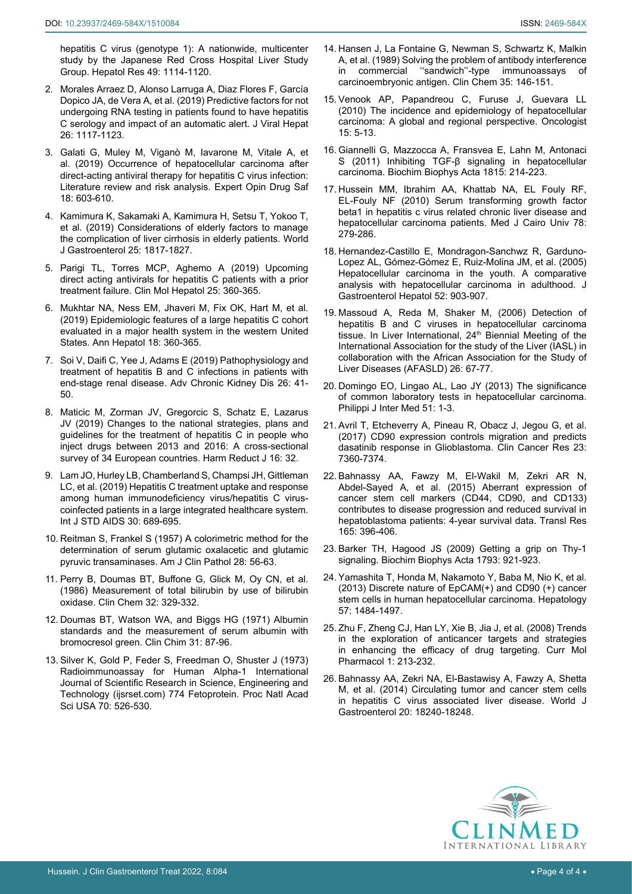hepatitis C virus (genotype 1): A nationwide, multicenter study by the Japanese Red Cross Hospital Liver Study Group. Hepatol Res 49: 1114-1120.

2. Morales Arraez D, Alonso Larruga A, Diaz Flores F, García Dopico JA, de Vera A, et al. (2019) Predictive factors for not undergoing RNA testing in patients found to have hepatitis C serology and impact of an automatic alert. J Viral Hepat 26: 1117-1123.
3. Galati G, Muley M, Viganò M, Iavarone M, Vitale A, et al. (2019) Occurrence of hepatocellular carcinoma after direct-acting antiviral therapy for hepatitis C virus infection: Literature review and risk analysis. Expert Opin Drug Saf 18: 603-610.
4. Kamimura K, Sakamaki A, Kamimura H, Setsu T, Yokoo T, et al. (2019) Considerations of elderly factors to manage the complication of liver cirrhosis in elderly patients. World J Gastroenterol 25: 1817-1827.
5. Parigi TL, Torres MCP, Aghemo A (2019) Upcoming direct acting antivirals for hepatitis C patients with a prior treatment failure. Clin Mol Hepatol 25: 360-365.
6. Mukhtar NA, Ness EM, Jhaveri M, Fix OK, Hart M, et al. (2019) Epidemiologic features of a large hepatitis C cohort evaluated in a major health system in the western United States. Ann Hepatol 18: 360-365.
7. Soi V, Daifi C, Yee J, Adams E (2019) Pathophysiology and treatment of hepatitis B and C infections in patients with end-stage renal disease. Adv Chronic Kidney Dis 26: 41-50.
8. Maticic M, Zorman JV, Gregorcic S, Schatz E, Lazarus JV (2019) Changes to the national strategies, plans and guidelines for the treatment of hepatitis C in people who inject drugs between 2013 and 2016: A cross-sectional survey of 34 European countries. Harm Reduct J 16: 32.
9. Lam JO, Hurley LB, Chamberland S, Champsi JH, Gittleman LC, et al. (2019) Hepatitis C treatment uptake and response among human immunodeficiency virus/hepatitis C virus-coinfected patients in a large integrated healthcare system. Int J STD AIDS 30: 689-695.
10. Reitman S, Frankel S (1957) A colorimetric method for the determination of serum glutamic oxalacetic and glutamic pyruvic transaminases. Am J Clin Pathol 28: 56-63.
11. Perry B, Doumas BT, Buffone G, Glick M, Oy CN, et al. (1986) Measurement of total bilirubin by use of bilirubin oxidase. Clin Chem 32: 329-332.
12. Doumas BT, Watson WA, and Biggs HG (1971) Albumin standards and the measurement of serum albumin with bromocresol green. Clin Chim 31: 87-96.
13. Silver K, Gold P, Feder S, Freedman O, Shuster J (1973) Radioimmunoassay for Human Alpha-1 International Journal of Scientific Research in Science, Engineering and Technology (ijsrset.com) 774 Fetoprotein. Proc Natl Acad Sci USA 70: 526-530.
14. Hansen J, La Fontaine G, Newman S, Schwartz K, Malkin A, et al. (1989) Solving the problem of antibody interference in commercial ''sandwich''-type immunoassays of carcinoembryonic antigen. Clin Chem 35: 146-151.
15. Venook AP, Papandreou C, Furuse J, Guevara LL (2010) The incidence and epidemiology of hepatocellular carcinoma: A global and regional perspective. Oncologist 15: 5-13.
16. Giannelli G, Mazzocca A, Fransvea E, Lahn M, Antonaci S (2011) Inhibiting TGF-β signaling in hepatocellular carcinoma. Biochim Biophys Acta 1815: 214-223.
17. Hussein MM, Ibrahim AA, Khattab NA, EL Fouly RF, EL-Fouly NF (2010) Serum transforming growth factor beta1 in hepatitis c virus related chronic liver disease and hepatocellular carcinoma patients. Med J Cairo Univ 78: 279-286.
18. Hernandez-Castillo E, Mondragon-Sanchwz R, Garduno-Lopez AL, Gómez-Gómez E, Ruiz-Molina JM, et al. (2005) Hepatocellular carcinoma in the youth. A comparative analysis with hepatocellular carcinoma in adulthood. J Gastroenterol Hepatol 52: 903-907.
19. Massoud A, Reda M, Shaker M, (2006) Detection of hepatitis B and C viruses in hepatocellular carcinoma tissue. In Liver International, 24th Biennial Meeting of the International Association for the study of the Liver (IASL) in collaboration with the African Association for the Study of Liver Diseases (AFASLD) 26: 67-77.
20. Domingo EO, Lingao AL, Lao JY (2013) The significance of common laboratory tests in hepatocellular carcinoma. Philippi J Inter Med 51: 1-3.
21. Avril T, Etcheverry A, Pineau R, Obacz J, Jegou G, et al. (2017) CD90 expression controls migration and predicts dasatinib response in Glioblastoma. Clin Cancer Res 23: 7360-7374.
22. Bahnassy AA, Fawzy M, El-Wakil M, Zekri AR N, Abdel-Sayed A, et al. (2015) Aberrant expression of cancer stem cell markers (CD44, CD90, and CD133) contributes to disease progression and reduced survival in hepatoblastoma patients: 4-year survival data. Transl Res 165: 396-406.
23. Barker TH, Hagood JS (2009) Getting a grip on Thy-1 signaling. Biochim Biophys Acta 1793: 921-923.
24. Yamashita T, Honda M, Nakamoto Y, Baba M, Nio K, et al. (2013) Discrete nature of EpCAM(+) and CD90 (+) cancer stem cells in human hepatocellular carcinoma. Hepatology 57: 1484-1497.
25. Zhu F, Zheng CJ, Han LY, Xie B, Jia J, et al. (2008) Trends in the exploration of anticancer targets and strategies in enhancing the efficacy of drug targeting. Curr Mol Pharmacol 1: 213-232.
26. Bahnassy AA, Zekri NA, El-Bastawisy A, Fawzy A, Shetta M, et al. (2014) Circulating tumor and cancer stem cells in hepatitis C virus associated liver disease. World J Gastroenterol 20: 18240-18248.